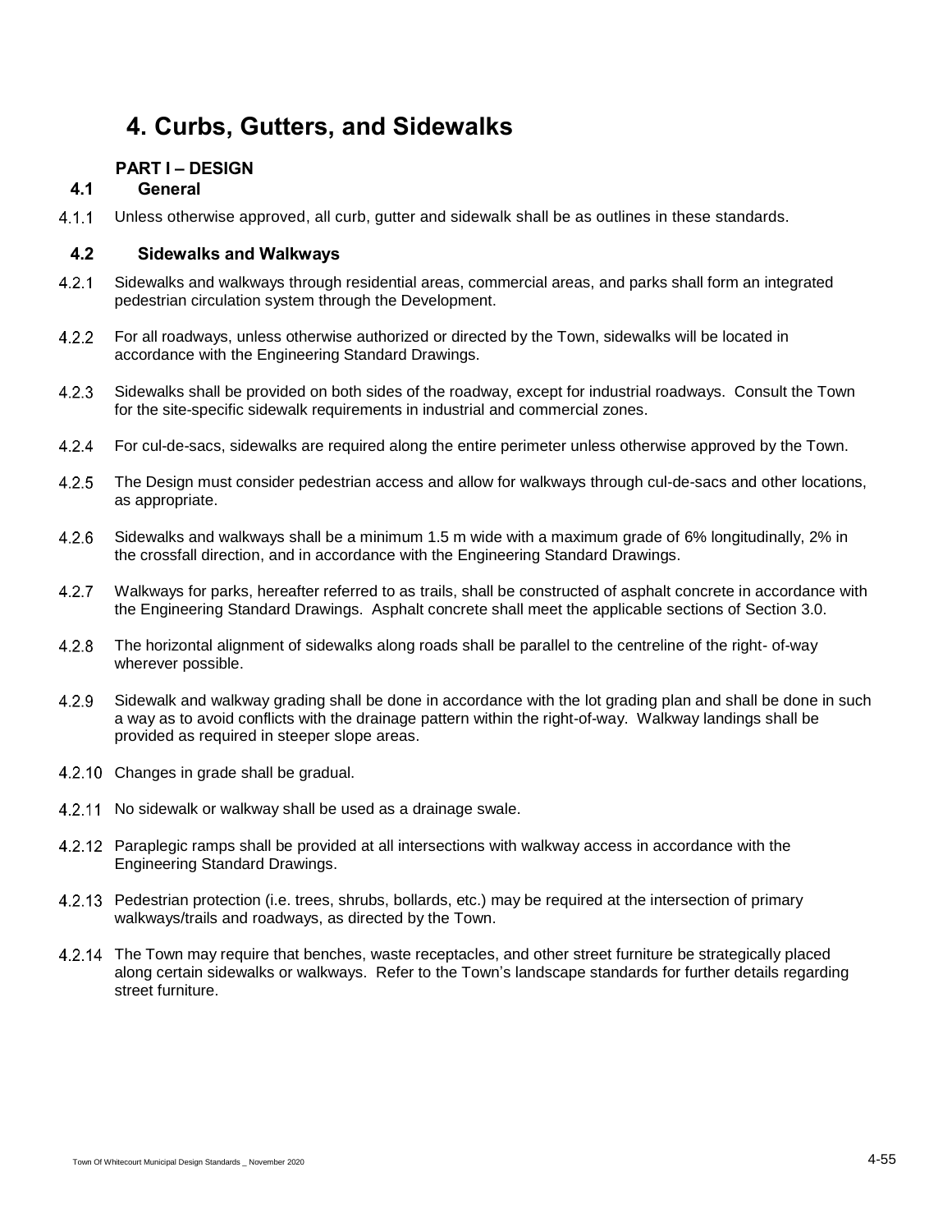# 4. Curbs, Gutters, and Sidewalks

## PART I – DESIGN

### 4.1 General

4.1.1 Unless otherwise approved, all curb, gutter and sidewalk shall be as outlines in these standards.

### 4.2 Sidewalks and Walkways

4.2.1 Sidewalks and walkways through residential areas, commercial areas, and parks shall form an integrated pedestrian circulation system through the Development.

4.2.2 For all roadways, unless otherwise authorized or directed by the Town, sidewalks will be located in accordance with the Engineering Standard Drawings.

4.2.3 Sidewalks shall be provided on both sides of the roadway, except for industrial roadways. Consult the Town for the site-specific sidewalk requirements in industrial and commercial zones.

4.2.4 For cul-de-sacs, sidewalks are required along the entire perimeter unless otherwise approved by the Town.

4.2.5 The Design must consider pedestrian access and allow for walkways through cul-de-sacs and other locations, as appropriate.

4.2.6 Sidewalks and walkways shall be a minimum 1.5 m wide with a maximum grade of 6% longitudinally, 2% in the crossfall direction, and in accordance with the Engineering Standard Drawings.

4.2.7 Walkways for parks, hereafter referred to as trails, shall be constructed of asphalt concrete in accordance with the Engineering Standard Drawings. Asphalt concrete shall meet the applicable sections of Section 3.0.

4.2.8 The horizontal alignment of sidewalks along roads shall be parallel to the centreline of the right- of-way wherever possible.

4.2.9 Sidewalk and walkway grading shall be done in accordance with the lot grading plan and shall be done in such a way as to avoid conflicts with the drainage pattern within the right-of-way. Walkway landings shall be provided as required in steeper slope areas.

4.2.10 Changes in grade shall be gradual.

4.2.11 No sidewalk or walkway shall be used as a drainage swale.

4.2.12 Paraplegic ramps shall be provided at all intersections with walkway access in accordance with the Engineering Standard Drawings.

4.2.13 Pedestrian protection (i.e. trees, shrubs, bollards, etc.) may be required at the intersection of primary walkways/trails and roadways, as directed by the Town.

4.2.14 The Town may require that benches, waste receptacles, and other street furniture be strategically placed along certain sidewalks or walkways. Refer to the Town's landscape standards for further details regarding street furniture.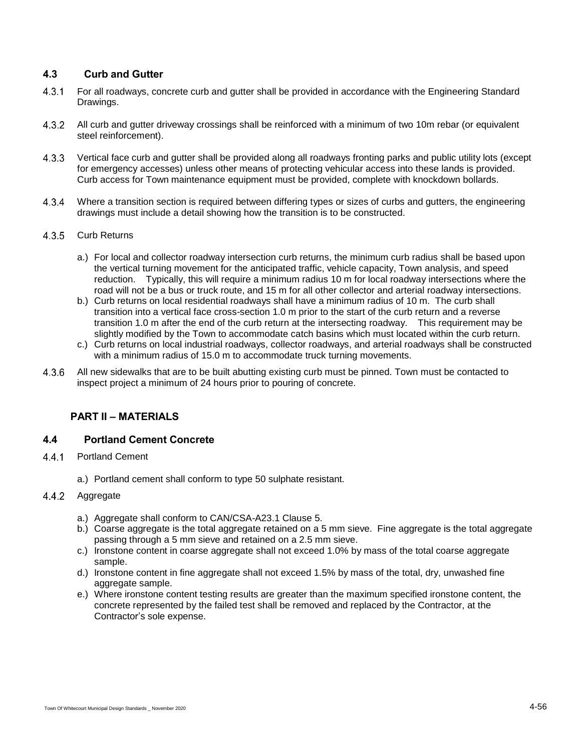## 4.3 Curb and Gutter

4.3.1 For all roadways, concrete curb and gutter shall be provided in accordance with the Engineering Standard Drawings.

4.3.2 All curb and gutter driveway crossings shall be reinforced with a minimum of two 10m rebar (or equivalent steel reinforcement).

4.3.3 Vertical face curb and gutter shall be provided along all roadways fronting parks and public utility lots (except for emergency accesses) unless other means of protecting vehicular access into these lands is provided. Curb access for Town maintenance equipment must be provided, complete with knockdown bollards.

4.3.4 Where a transition section is required between differing types or sizes of curbs and gutters, the engineering drawings must include a detail showing how the transition is to be constructed.

4.3.5 Curb Returns

a.) For local and collector roadway intersection curb returns, the minimum curb radius shall be based upon the vertical turning movement for the anticipated traffic, vehicle capacity, Town analysis, and speed reduction. Typically, this will require a minimum radius 10 m for local roadway intersections where the road will not be a bus or truck route, and 15 m for all other collector and arterial roadway intersections.

b.) Curb returns on local residential roadways shall have a minimum radius of 10 m. The curb shall transition into a vertical face cross-section 1.0 m prior to the start of the curb return and a reverse transition 1.0 m after the end of the curb return at the intersecting roadway. This requirement may be slightly modified by the Town to accommodate catch basins which must located within the curb return.

c.) Curb returns on local industrial roadways, collector roadways, and arterial roadways shall be constructed with a minimum radius of 15.0 m to accommodate truck turning movements.

4.3.6 All new sidewalks that are to be built abutting existing curb must be pinned. Town must be contacted to inspect project a minimum of 24 hours prior to pouring of concrete.

## PART II – MATERIALS

## 4.4 Portland Cement Concrete

4.4.1 Portland Cement

a.) Portland cement shall conform to type 50 sulphate resistant.

4.4.2 Aggregate

a.) Aggregate shall conform to CAN/CSA-A23.1 Clause 5.

b.) Coarse aggregate is the total aggregate retained on a 5 mm sieve. Fine aggregate is the total aggregate passing through a 5 mm sieve and retained on a 2.5 mm sieve.

c.) Ironstone content in coarse aggregate shall not exceed 1.0% by mass of the total coarse aggregate sample.

d.) Ironstone content in fine aggregate shall not exceed 1.5% by mass of the total, dry, unwashed fine aggregate sample.

e.) Where ironstone content testing results are greater than the maximum specified ironstone content, the concrete represented by the failed test shall be removed and replaced by the Contractor, at the Contractor's sole expense.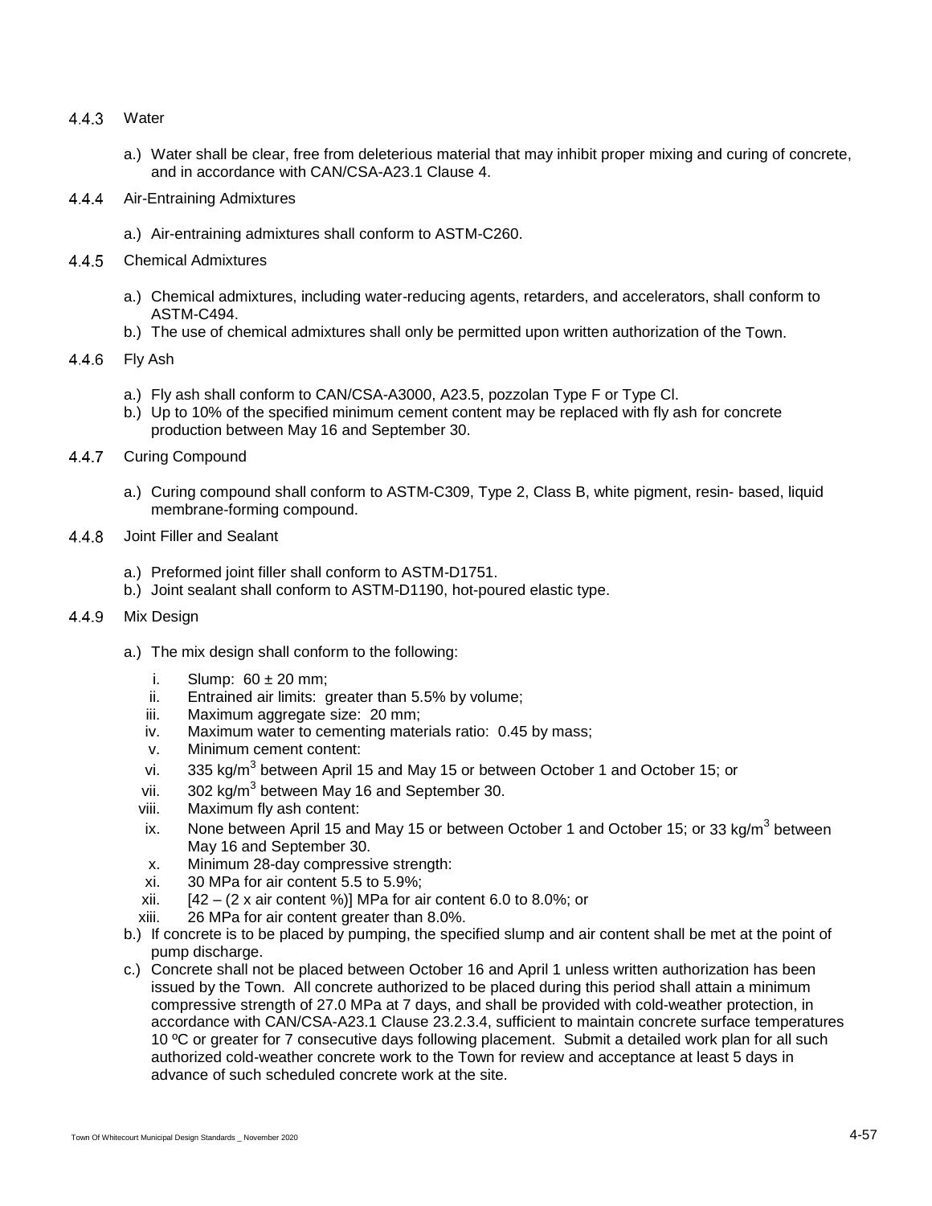### 4.4.3 Water

a.) Water shall be clear, free from deleterious material that may inhibit proper mixing and curing of concrete, and in accordance with CAN/CSA-A23.1 Clause 4.

### 4.4.4 Air-Entraining Admixtures

a.) Air-entraining admixtures shall conform to ASTM-C260.

### 4.4.5 Chemical Admixtures

a.) Chemical admixtures, including water-reducing agents, retarders, and accelerators, shall conform to ASTM-C494.
b.) The use of chemical admixtures shall only be permitted upon written authorization of the Town.

### 4.4.6 Fly Ash

a.) Fly ash shall conform to CAN/CSA-A3000, A23.5, pozzolan Type F or Type CI.
b.) Up to 10% of the specified minimum cement content may be replaced with fly ash for concrete production between May 16 and September 30.

### 4.4.7 Curing Compound

a.) Curing compound shall conform to ASTM-C309, Type 2, Class B, white pigment, resin- based, liquid membrane-forming compound.

### 4.4.8 Joint Filler and Sealant

a.) Preformed joint filler shall conform to ASTM-D1751.
b.) Joint sealant shall conform to ASTM-D1190, hot-poured elastic type.

### 4.4.9 Mix Design

a.) The mix design shall conform to the following:

i. Slump: 60 ± 20 mm;
ii. Entrained air limits: greater than 5.5% by volume;
iii. Maximum aggregate size: 20 mm;
iv. Maximum water to cementing materials ratio: 0.45 by mass;
v. Minimum cement content:
vi. 335 kg/m$^3$ between April 15 and May 15 or between October 1 and October 15; or
vii. 302 kg/m$^3$ between May 16 and September 30.
viii. Maximum fly ash content:
ix. None between April 15 and May 15 or between October 1 and October 15; or 33 kg/m$^3$ between May 16 and September 30.
x. Minimum 28-day compressive strength:
xi. 30 MPa for air content 5.5 to 5.9%;
xii. [42 – (2 x air content %)] MPa for air content 6.0 to 8.0%; or
xiii. 26 MPa for air content greater than 8.0%.

b.) If concrete is to be placed by pumping, the specified slump and air content shall be met at the point of pump discharge.

c.) Concrete shall not be placed between October 16 and April 1 unless written authorization has been issued by the Town. All concrete authorized to be placed during this period shall attain a minimum compressive strength of 27.0 MPa at 7 days, and shall be provided with cold-weather protection, in accordance with CAN/CSA-A23.1 Clause 23.2.3.4, sufficient to maintain concrete surface temperatures 10 ºC or greater for 7 consecutive days following placement. Submit a detailed work plan for all such authorized cold-weather concrete work to the Town for review and acceptance at least 5 days in advance of such scheduled concrete work at the site.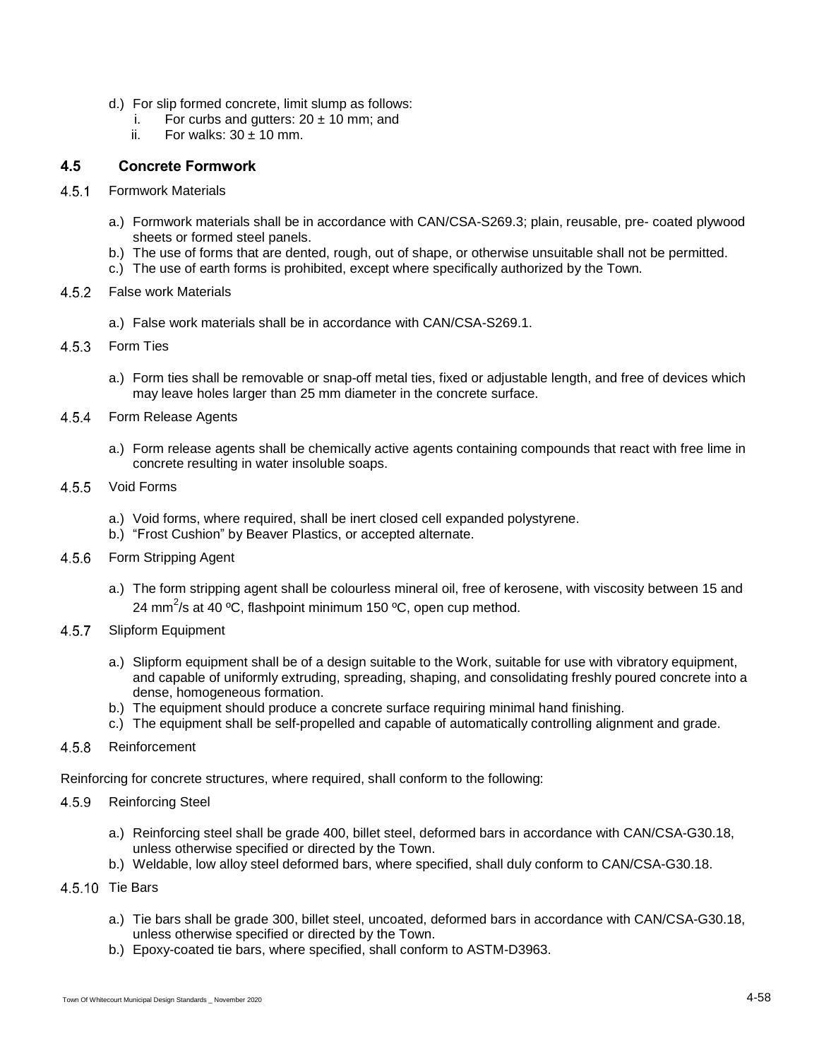d.) For slip formed concrete, limit slump as follows:
   i. For curbs and gutters: 20 ± 10 mm; and
   ii. For walks: 30 ± 10 mm.

## 4.5 Concrete Formwork

### 4.5.1 Formwork Materials

a.) Formwork materials shall be in accordance with CAN/CSA-S269.3; plain, reusable, pre- coated plywood sheets or formed steel panels.
b.) The use of forms that are dented, rough, out of shape, or otherwise unsuitable shall not be permitted.
c.) The use of earth forms is prohibited, except where specifically authorized by the Town.

### 4.5.2 False work Materials

a.) False work materials shall be in accordance with CAN/CSA-S269.1.

### 4.5.3 Form Ties

a.) Form ties shall be removable or snap-off metal ties, fixed or adjustable length, and free of devices which may leave holes larger than 25 mm diameter in the concrete surface.

### 4.5.4 Form Release Agents

a.) Form release agents shall be chemically active agents containing compounds that react with free lime in concrete resulting in water insoluble soaps.

### 4.5.5 Void Forms

a.) Void forms, where required, shall be inert closed cell expanded polystyrene.
b.) "Frost Cushion" by Beaver Plastics, or accepted alternate.

### 4.5.6 Form Stripping Agent

a.) The form stripping agent shall be colourless mineral oil, free of kerosene, with viscosity between 15 and 24 $mm^2/s$ at 40 ºC, flashpoint minimum 150 ºC, open cup method.

### 4.5.7 Slipform Equipment

a.) Slipform equipment shall be of a design suitable to the Work, suitable for use with vibratory equipment, and capable of uniformly extruding, spreading, shaping, and consolidating freshly poured concrete into a dense, homogeneous formation.
b.) The equipment should produce a concrete surface requiring minimal hand finishing.
c.) The equipment shall be self-propelled and capable of automatically controlling alignment and grade.

### 4.5.8 Reinforcement

Reinforcing for concrete structures, where required, shall conform to the following:

### 4.5.9 Reinforcing Steel

a.) Reinforcing steel shall be grade 400, billet steel, deformed bars in accordance with CAN/CSA-G30.18, unless otherwise specified or directed by the Town.
b.) Weldable, low alloy steel deformed bars, where specified, shall duly conform to CAN/CSA-G30.18.

### 4.5.10 Tie Bars

a.) Tie bars shall be grade 300, billet steel, uncoated, deformed bars in accordance with CAN/CSA-G30.18, unless otherwise specified or directed by the Town.
b.) Epoxy-coated tie bars, where specified, shall conform to ASTM-D3963.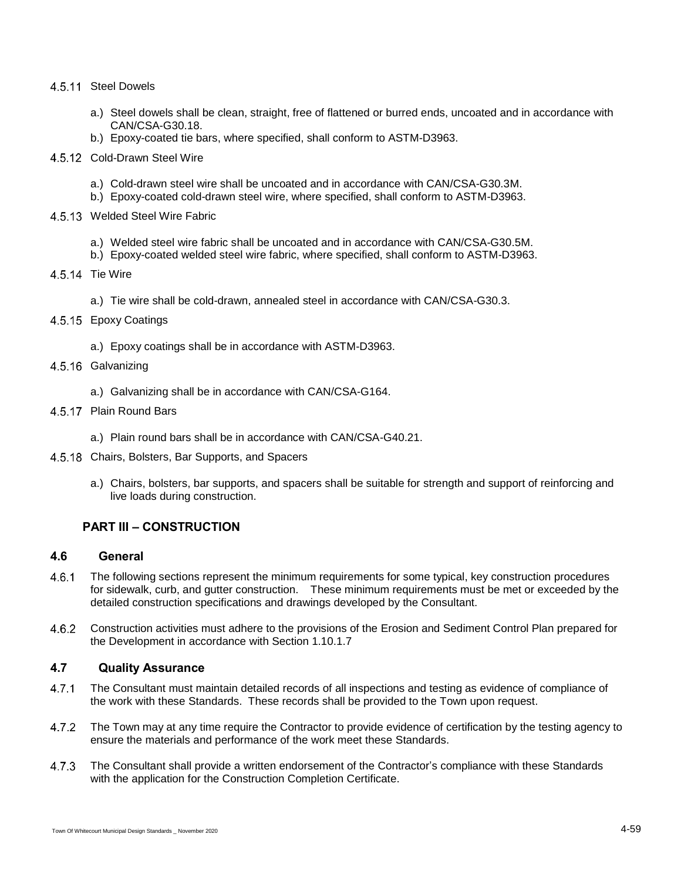4.5.11 Steel Dowels

a.) Steel dowels shall be clean, straight, free of flattened or burred ends, uncoated and in accordance with CAN/CSA-G30.18.
b.) Epoxy-coated tie bars, where specified, shall conform to ASTM-D3963.

4.5.12 Cold-Drawn Steel Wire

a.) Cold-drawn steel wire shall be uncoated and in accordance with CAN/CSA-G30.3M.
b.) Epoxy-coated cold-drawn steel wire, where specified, shall conform to ASTM-D3963.

4.5.13 Welded Steel Wire Fabric

a.) Welded steel wire fabric shall be uncoated and in accordance with CAN/CSA-G30.5M.
b.) Epoxy-coated welded steel wire fabric, where specified, shall conform to ASTM-D3963.

4.5.14 Tie Wire

a.) Tie wire shall be cold-drawn, annealed steel in accordance with CAN/CSA-G30.3.

4.5.15 Epoxy Coatings

a.) Epoxy coatings shall be in accordance with ASTM-D3963.

4.5.16 Galvanizing

a.) Galvanizing shall be in accordance with CAN/CSA-G164.

4.5.17 Plain Round Bars

a.) Plain round bars shall be in accordance with CAN/CSA-G40.21.

4.5.18 Chairs, Bolsters, Bar Supports, and Spacers

a.) Chairs, bolsters, bar supports, and spacers shall be suitable for strength and support of reinforcing and live loads during construction.

## PART III – CONSTRUCTION

### 4.6 General

4.6.1 The following sections represent the minimum requirements for some typical, key construction procedures for sidewalk, curb, and gutter construction. These minimum requirements must be met or exceeded by the detailed construction specifications and drawings developed by the Consultant.

4.6.2 Construction activities must adhere to the provisions of the Erosion and Sediment Control Plan prepared for the Development in accordance with Section 1.10.1.7

### 4.7 Quality Assurance

4.7.1 The Consultant must maintain detailed records of all inspections and testing as evidence of compliance of the work with these Standards. These records shall be provided to the Town upon request.

4.7.2 The Town may at any time require the Contractor to provide evidence of certification by the testing agency to ensure the materials and performance of the work meet these Standards.

4.7.3 The Consultant shall provide a written endorsement of the Contractor's compliance with these Standards with the application for the Construction Completion Certificate.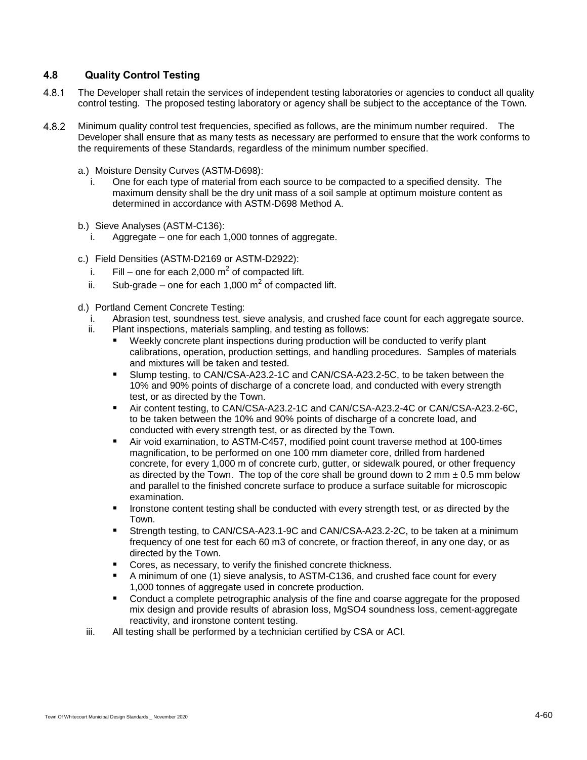### 4.8 Quality Control Testing

4.8.1 The Developer shall retain the services of independent testing laboratories or agencies to conduct all quality control testing. The proposed testing laboratory or agency shall be subject to the acceptance of the Town.

4.8.2 Minimum quality control test frequencies, specified as follows, are the minimum number required. The Developer shall ensure that as many tests as necessary are performed to ensure that the work conforms to the requirements of these Standards, regardless of the minimum number specified.

a.) Moisture Density Curves (ASTM-D698):

  i. One for each type of material from each source to be compacted to a specified density. The maximum density shall be the dry unit mass of a soil sample at optimum moisture content as determined in accordance with ASTM-D698 Method A.

b.) Sieve Analyses (ASTM-C136):

  i. Aggregate – one for each 1,000 tonnes of aggregate.

c.) Field Densities (ASTM-D2169 or ASTM-D2922):

  i. Fill – one for each 2,000 $m^2$ of compacted lift.

  ii. Sub-grade – one for each 1,000 $m^2$ of compacted lift.

d.) Portland Cement Concrete Testing:

  i. Abrasion test, soundness test, sieve analysis, and crushed face count for each aggregate source.

  ii. Plant inspections, materials sampling, and testing as follows:

  - Weekly concrete plant inspections during production will be conducted to verify plant calibrations, operation, production settings, and handling procedures. Samples of materials and mixtures will be taken and tested.
  - Slump testing, to CAN/CSA-A23.2-1C and CAN/CSA-A23.2-5C, to be taken between the 10% and 90% points of discharge of a concrete load, and conducted with every strength test, or as directed by the Town.
  - Air content testing, to CAN/CSA-A23.2-1C and CAN/CSA-A23.2-4C or CAN/CSA-A23.2-6C, to be taken between the 10% and 90% points of discharge of a concrete load, and conducted with every strength test, or as directed by the Town.
  - Air void examination, to ASTM-C457, modified point count traverse method at 100-times magnification, to be performed on one 100 mm diameter core, drilled from hardened concrete, for every 1,000 m of concrete curb, gutter, or sidewalk poured, or other frequency as directed by the Town. The top of the core shall be ground down to 2 mm ± 0.5 mm below and parallel to the finished concrete surface to produce a surface suitable for microscopic examination.
  - Ironstone content testing shall be conducted with every strength test, or as directed by the Town.
  - Strength testing, to CAN/CSA-A23.1-9C and CAN/CSA-A23.2-2C, to be taken at a minimum frequency of one test for each 60 m3 of concrete, or fraction thereof, in any one day, or as directed by the Town.
  - Cores, as necessary, to verify the finished concrete thickness.
  - A minimum of one (1) sieve analysis, to ASTM-C136, and crushed face count for every 1,000 tonnes of aggregate used in concrete production.
  - Conduct a complete petrographic analysis of the fine and coarse aggregate for the proposed mix design and provide results of abrasion loss, $MgSO_4$ soundness loss, cement-aggregate reactivity, and ironstone content testing.

  iii. All testing shall be performed by a technician certified by CSA or ACI.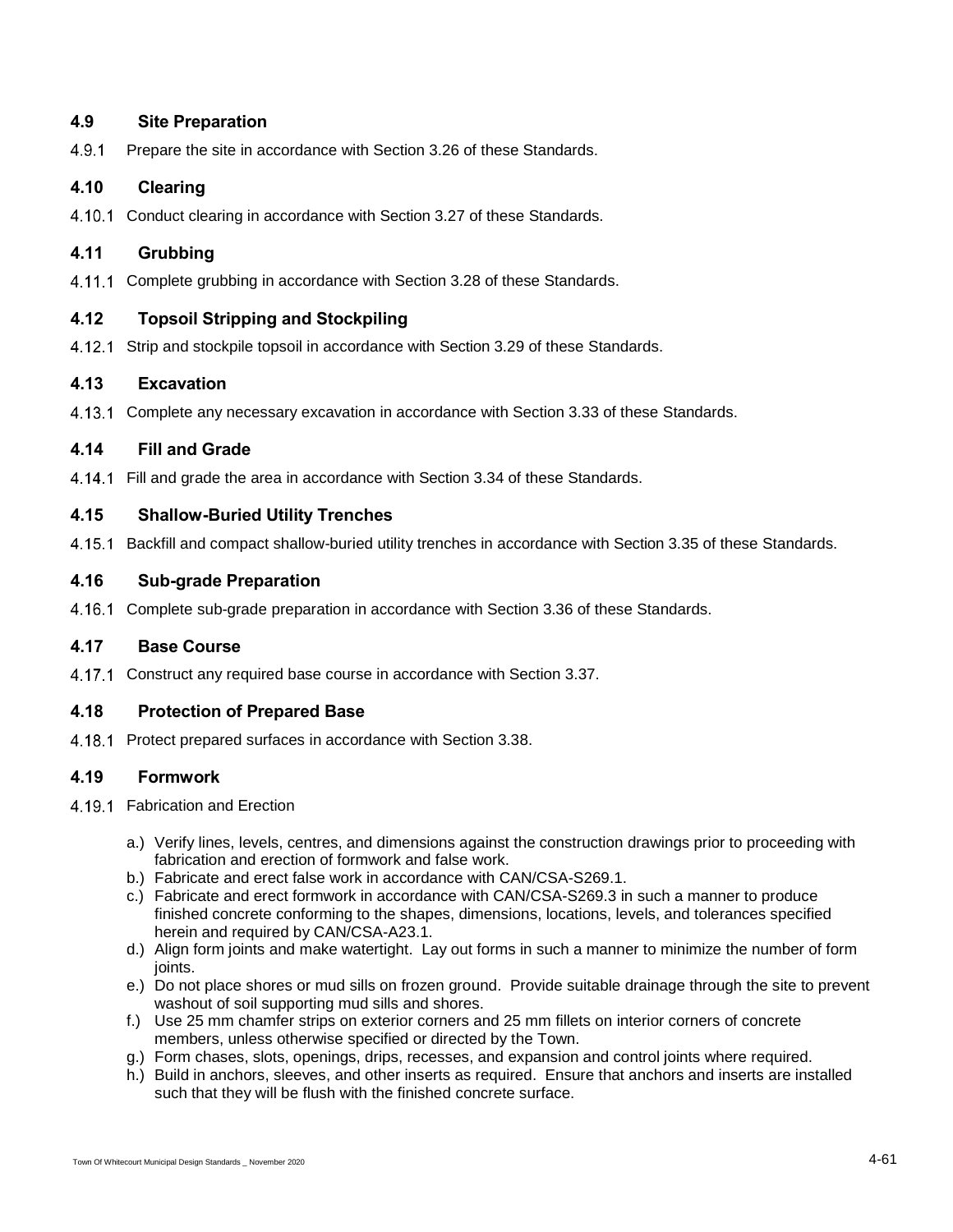## 4.9 Site Preparation

4.9.1 Prepare the site in accordance with Section 3.26 of these Standards.

## 4.10 Clearing

4.10.1 Conduct clearing in accordance with Section 3.27 of these Standards.

## 4.11 Grubbing

4.11.1 Complete grubbing in accordance with Section 3.28 of these Standards.

## 4.12 Topsoil Stripping and Stockpiling

4.12.1 Strip and stockpile topsoil in accordance with Section 3.29 of these Standards.

## 4.13 Excavation

4.13.1 Complete any necessary excavation in accordance with Section 3.33 of these Standards.

## 4.14 Fill and Grade

4.14.1 Fill and grade the area in accordance with Section 3.34 of these Standards.

## 4.15 Shallow-Buried Utility Trenches

4.15.1 Backfill and compact shallow-buried utility trenches in accordance with Section 3.35 of these Standards.

## 4.16 Sub-grade Preparation

4.16.1 Complete sub-grade preparation in accordance with Section 3.36 of these Standards.

## 4.17 Base Course

4.17.1 Construct any required base course in accordance with Section 3.37.

## 4.18 Protection of Prepared Base

4.18.1 Protect prepared surfaces in accordance with Section 3.38.

## 4.19 Formwork

4.19.1 Fabrication and Erection

a.) Verify lines, levels, centres, and dimensions against the construction drawings prior to proceeding with fabrication and erection of formwork and false work.
b.) Fabricate and erect false work in accordance with CAN/CSA-S269.1.
c.) Fabricate and erect formwork in accordance with CAN/CSA-S269.3 in such a manner to produce finished concrete conforming to the shapes, dimensions, locations, levels, and tolerances specified herein and required by CAN/CSA-A23.1.
d.) Align form joints and make watertight. Lay out forms in such a manner to minimize the number of form joints.
e.) Do not place shores or mud sills on frozen ground. Provide suitable drainage through the site to prevent washout of soil supporting mud sills and shores.
f.) Use 25 mm chamfer strips on exterior corners and 25 mm fillets on interior corners of concrete members, unless otherwise specified or directed by the Town.
g.) Form chases, slots, openings, drips, recesses, and expansion and control joints where required.
h.) Build in anchors, sleeves, and other inserts as required. Ensure that anchors and inserts are installed such that they will be flush with the finished concrete surface.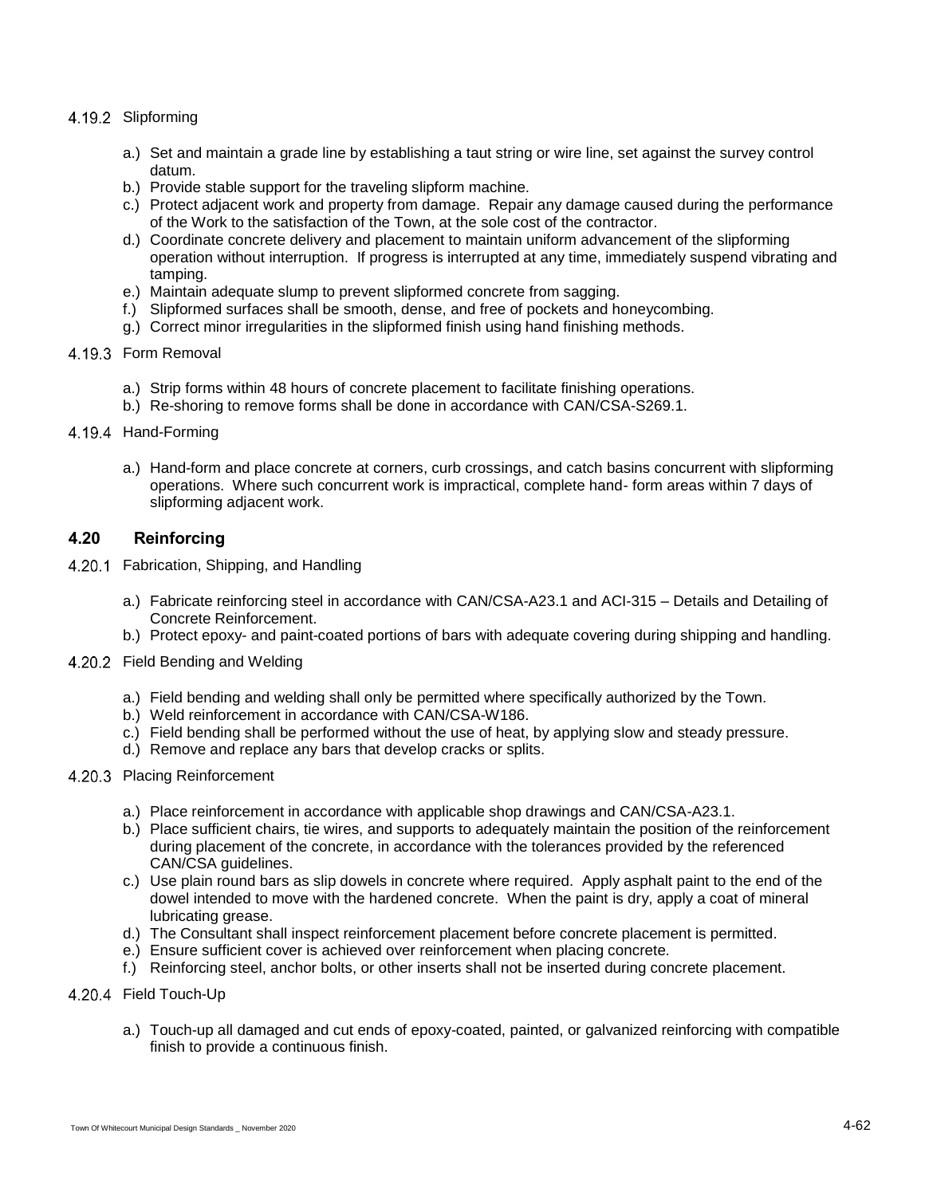#### 4.19.2 Slipforming

a.) Set and maintain a grade line by establishing a taut string or wire line, set against the survey control datum.
b.) Provide stable support for the traveling slipform machine.
c.) Protect adjacent work and property from damage. Repair any damage caused during the performance of the Work to the satisfaction of the Town, at the sole cost of the contractor.
d.) Coordinate concrete delivery and placement to maintain uniform advancement of the slipforming operation without interruption. If progress is interrupted at any time, immediately suspend vibrating and tamping.
e.) Maintain adequate slump to prevent slipformed concrete from sagging.
f.) Slipformed surfaces shall be smooth, dense, and free of pockets and honeycombing.
g.) Correct minor irregularities in the slipformed finish using hand finishing methods.

#### 4.19.3 Form Removal

a.) Strip forms within 48 hours of concrete placement to facilitate finishing operations.
b.) Re-shoring to remove forms shall be done in accordance with CAN/CSA-S269.1.

#### 4.19.4 Hand-Forming

a.) Hand-form and place concrete at corners, curb crossings, and catch basins concurrent with slipforming operations. Where such concurrent work is impractical, complete hand- form areas within 7 days of slipforming adjacent work.

## 4.20 Reinforcing

#### 4.20.1 Fabrication, Shipping, and Handling

a.) Fabricate reinforcing steel in accordance with CAN/CSA-A23.1 and ACI-315 – Details and Detailing of Concrete Reinforcement.
b.) Protect epoxy- and paint-coated portions of bars with adequate covering during shipping and handling.

#### 4.20.2 Field Bending and Welding

a.) Field bending and welding shall only be permitted where specifically authorized by the Town.
b.) Weld reinforcement in accordance with CAN/CSA-W186.
c.) Field bending shall be performed without the use of heat, by applying slow and steady pressure.
d.) Remove and replace any bars that develop cracks or splits.

#### 4.20.3 Placing Reinforcement

a.) Place reinforcement in accordance with applicable shop drawings and CAN/CSA-A23.1.
b.) Place sufficient chairs, tie wires, and supports to adequately maintain the position of the reinforcement during placement of the concrete, in accordance with the tolerances provided by the referenced CAN/CSA guidelines.
c.) Use plain round bars as slip dowels in concrete where required. Apply asphalt paint to the end of the dowel intended to move with the hardened concrete. When the paint is dry, apply a coat of mineral lubricating grease.
d.) The Consultant shall inspect reinforcement placement before concrete placement is permitted.
e.) Ensure sufficient cover is achieved over reinforcement when placing concrete.
f.) Reinforcing steel, anchor bolts, or other inserts shall not be inserted during concrete placement.

#### 4.20.4 Field Touch-Up

a.) Touch-up all damaged and cut ends of epoxy-coated, painted, or galvanized reinforcing with compatible finish to provide a continuous finish.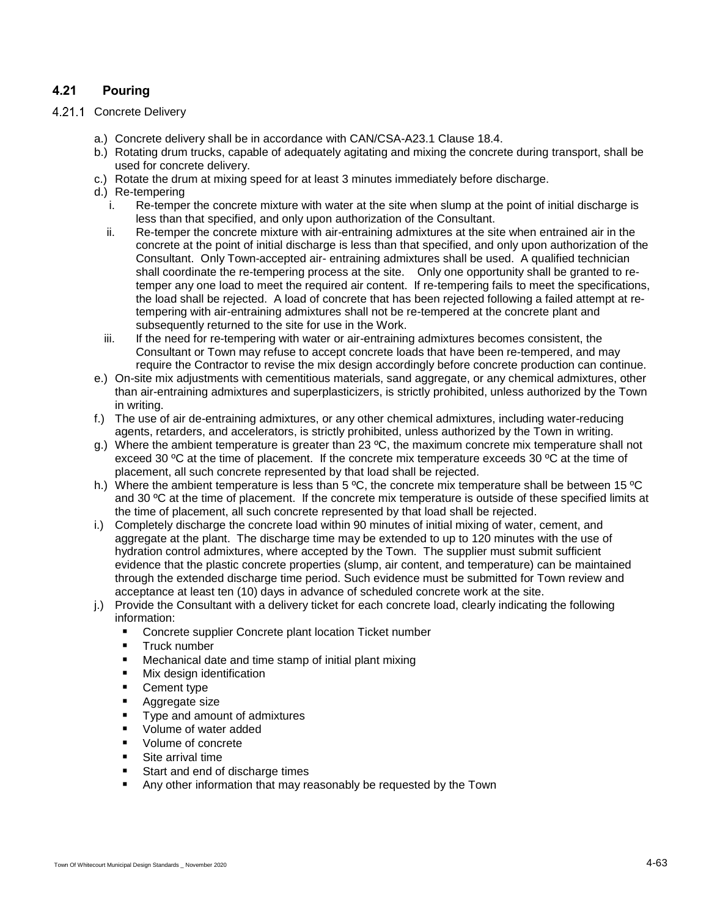## 4.21 Pouring

### 4.21.1 Concrete Delivery

a.) Concrete delivery shall be in accordance with CAN/CSA-A23.1 Clause 18.4.

b.) Rotating drum trucks, capable of adequately agitating and mixing the concrete during transport, shall be used for concrete delivery.

c.) Rotate the drum at mixing speed for at least 3 minutes immediately before discharge.

d.) Re-tempering

  i. Re-temper the concrete mixture with water at the site when slump at the point of initial discharge is less than that specified, and only upon authorization of the Consultant.

  ii. Re-temper the concrete mixture with air-entraining admixtures at the site when entrained air in the concrete at the point of initial discharge is less than that specified, and only upon authorization of the Consultant. Only Town-accepted air- entraining admixtures shall be used. A qualified technician shall coordinate the re-tempering process at the site. Only one opportunity shall be granted to re-temper any one load to meet the required air content. If re-tempering fails to meet the specifications, the load shall be rejected. A load of concrete that has been rejected following a failed attempt at re-tempering with air-entraining admixtures shall not be re-tempered at the concrete plant and subsequently returned to the site for use in the Work.

  iii. If the need for re-tempering with water or air-entraining admixtures becomes consistent, the Consultant or Town may refuse to accept concrete loads that have been re-tempered, and may require the Contractor to revise the mix design accordingly before concrete production can continue.

e.) On-site mix adjustments with cementitious materials, sand aggregate, or any chemical admixtures, other than air-entraining admixtures and superplasticizers, is strictly prohibited, unless authorized by the Town in writing.

f.) The use of air de-entraining admixtures, or any other chemical admixtures, including water-reducing agents, retarders, and accelerators, is strictly prohibited, unless authorized by the Town in writing.

g.) Where the ambient temperature is greater than 23 ºC, the maximum concrete mix temperature shall not exceed 30 ºC at the time of placement. If the concrete mix temperature exceeds 30 ºC at the time of placement, all such concrete represented by that load shall be rejected.

h.) Where the ambient temperature is less than 5 ºC, the concrete mix temperature shall be between 15 ºC and 30 ºC at the time of placement. If the concrete mix temperature is outside of these specified limits at the time of placement, all such concrete represented by that load shall be rejected.

i.) Completely discharge the concrete load within 90 minutes of initial mixing of water, cement, and aggregate at the plant. The discharge time may be extended to up to 120 minutes with the use of hydration control admixtures, where accepted by the Town. The supplier must submit sufficient evidence that the plastic concrete properties (slump, air content, and temperature) can be maintained through the extended discharge time period. Such evidence must be submitted for Town review and acceptance at least ten (10) days in advance of scheduled concrete work at the site.

j.) Provide the Consultant with a delivery ticket for each concrete load, clearly indicating the following information:

- Concrete supplier Concrete plant location Ticket number
- Truck number
- Mechanical date and time stamp of initial plant mixing
- Mix design identification
- Cement type
- Aggregate size
- Type and amount of admixtures
- Volume of water added
- Volume of concrete
- Site arrival time
- Start and end of discharge times
- Any other information that may reasonably be requested by the Town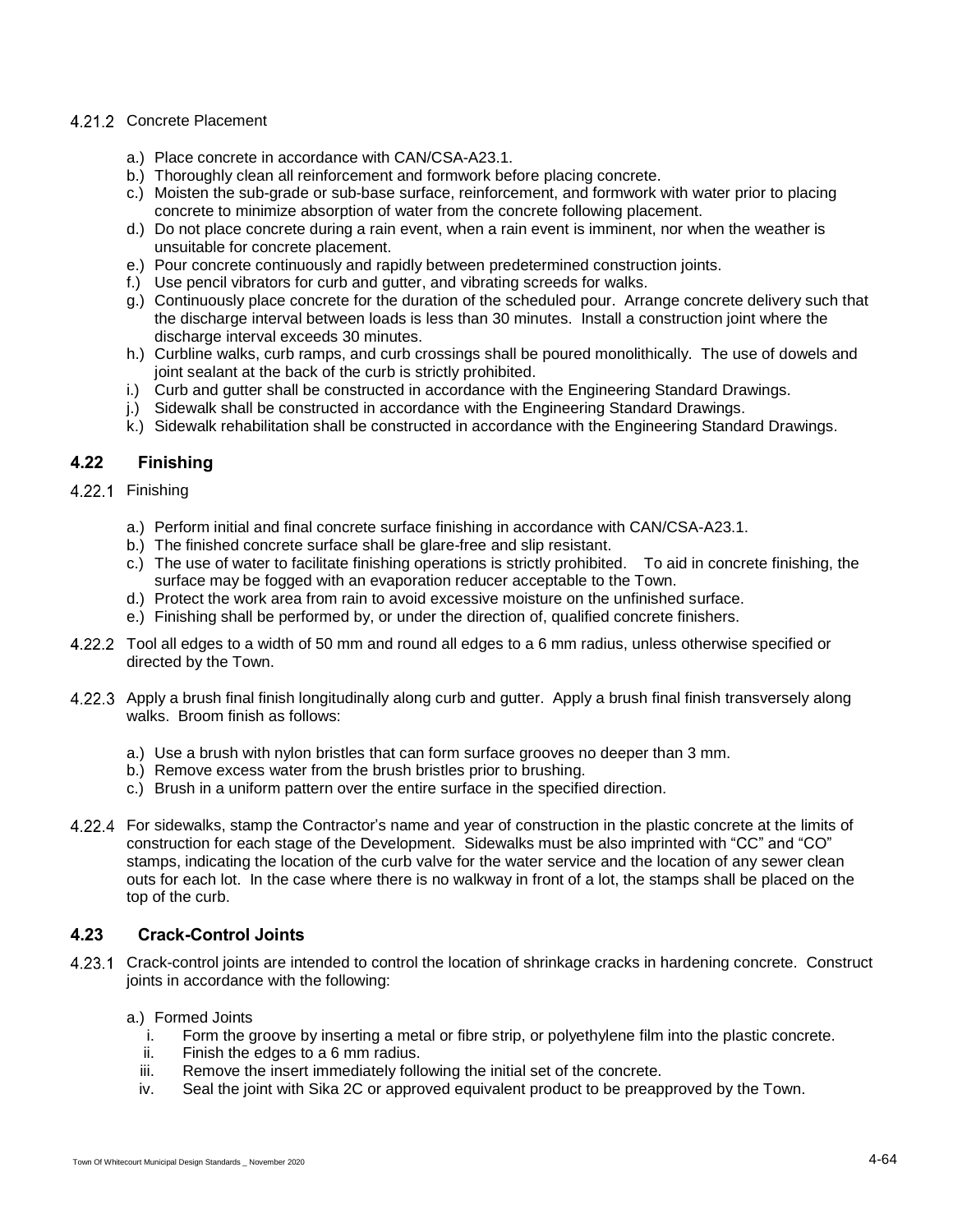### 4.21.2 Concrete Placement

a.) Place concrete in accordance with CAN/CSA-A23.1.
b.) Thoroughly clean all reinforcement and formwork before placing concrete.
c.) Moisten the sub-grade or sub-base surface, reinforcement, and formwork with water prior to placing concrete to minimize absorption of water from the concrete following placement.
d.) Do not place concrete during a rain event, when a rain event is imminent, nor when the weather is unsuitable for concrete placement.
e.) Pour concrete continuously and rapidly between predetermined construction joints.
f.) Use pencil vibrators for curb and gutter, and vibrating screeds for walks.
g.) Continuously place concrete for the duration of the scheduled pour. Arrange concrete delivery such that the discharge interval between loads is less than 30 minutes. Install a construction joint where the discharge interval exceeds 30 minutes.
h.) Curbline walks, curb ramps, and curb crossings shall be poured monolithically. The use of dowels and joint sealant at the back of the curb is strictly prohibited.
i.) Curb and gutter shall be constructed in accordance with the Engineering Standard Drawings.
j.) Sidewalk shall be constructed in accordance with the Engineering Standard Drawings.
k.) Sidewalk rehabilitation shall be constructed in accordance with the Engineering Standard Drawings.

## 4.22 Finishing

### 4.22.1 Finishing

a.) Perform initial and final concrete surface finishing in accordance with CAN/CSA-A23.1.
b.) The finished concrete surface shall be glare-free and slip resistant.
c.) The use of water to facilitate finishing operations is strictly prohibited. To aid in concrete finishing, the surface may be fogged with an evaporation reducer acceptable to the Town.
d.) Protect the work area from rain to avoid excessive moisture on the unfinished surface.
e.) Finishing shall be performed by, or under the direction of, qualified concrete finishers.

4.22.2 Tool all edges to a width of 50 mm and round all edges to a 6 mm radius, unless otherwise specified or directed by the Town.

4.22.3 Apply a brush final finish longitudinally along curb and gutter. Apply a brush final finish transversely along walks. Broom finish as follows:

a.) Use a brush with nylon bristles that can form surface grooves no deeper than 3 mm.
b.) Remove excess water from the brush bristles prior to brushing.
c.) Brush in a uniform pattern over the entire surface in the specified direction.

4.22.4 For sidewalks, stamp the Contractor's name and year of construction in the plastic concrete at the limits of construction for each stage of the Development. Sidewalks must be also imprinted with "CC" and "CO" stamps, indicating the location of the curb valve for the water service and the location of any sewer clean outs for each lot. In the case where there is no walkway in front of a lot, the stamps shall be placed on the top of the curb.

## 4.23 Crack-Control Joints

4.23.1 Crack-control joints are intended to control the location of shrinkage cracks in hardening concrete. Construct joints in accordance with the following:

a.) Formed Joints
   i. Form the groove by inserting a metal or fibre strip, or polyethylene film into the plastic concrete.
   ii. Finish the edges to a 6 mm radius.
   iii. Remove the insert immediately following the initial set of the concrete.
   iv. Seal the joint with Sika 2C or approved equivalent product to be preapproved by the Town.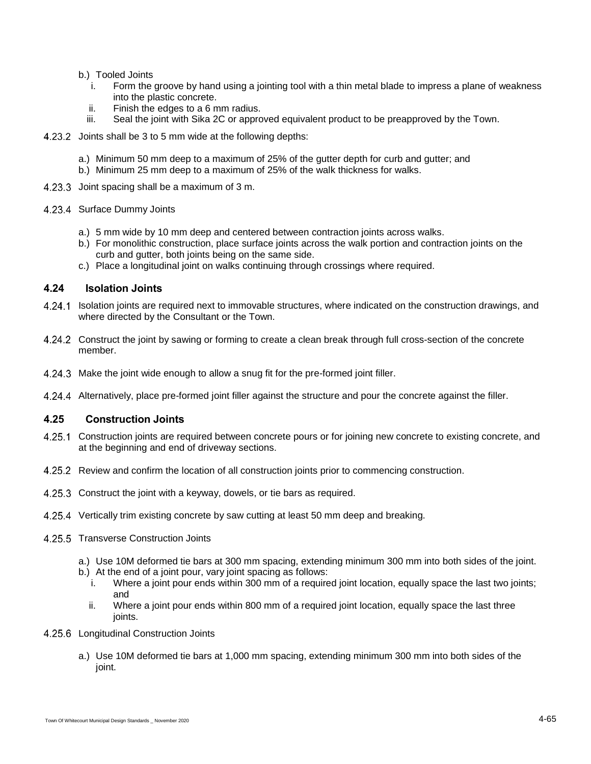b.) Tooled Joints
   i. Form the groove by hand using a jointing tool with a thin metal blade to impress a plane of weakness into the plastic concrete.
   ii. Finish the edges to a 6 mm radius.
   iii. Seal the joint with Sika 2C or approved equivalent product to be preapproved by the Town.

4.23.2 Joints shall be 3 to 5 mm wide at the following depths:

a.) Minimum 50 mm deep to a maximum of 25% of the gutter depth for curb and gutter; and
b.) Minimum 25 mm deep to a maximum of 25% of the walk thickness for walks.

4.23.3 Joint spacing shall be a maximum of 3 m.

4.23.4 Surface Dummy Joints

a.) 5 mm wide by 10 mm deep and centered between contraction joints across walks.
b.) For monolithic construction, place surface joints across the walk portion and contraction joints on the curb and gutter, both joints being on the same side.
c.) Place a longitudinal joint on walks continuing through crossings where required.

## 4.24 Isolation Joints

4.24.1 Isolation joints are required next to immovable structures, where indicated on the construction drawings, and where directed by the Consultant or the Town.

4.24.2 Construct the joint by sawing or forming to create a clean break through full cross-section of the concrete member.

4.24.3 Make the joint wide enough to allow a snug fit for the pre-formed joint filler.

4.24.4 Alternatively, place pre-formed joint filler against the structure and pour the concrete against the filler.

## 4.25 Construction Joints

4.25.1 Construction joints are required between concrete pours or for joining new concrete to existing concrete, and at the beginning and end of driveway sections.

4.25.2 Review and confirm the location of all construction joints prior to commencing construction.

4.25.3 Construct the joint with a keyway, dowels, or tie bars as required.

4.25.4 Vertically trim existing concrete by saw cutting at least 50 mm deep and breaking.

4.25.5 Transverse Construction Joints

a.) Use 10M deformed tie bars at 300 mm spacing, extending minimum 300 mm into both sides of the joint.
b.) At the end of a joint pour, vary joint spacing as follows:
   i. Where a joint pour ends within 300 mm of a required joint location, equally space the last two joints; and
   ii. Where a joint pour ends within 800 mm of a required joint location, equally space the last three joints.

4.25.6 Longitudinal Construction Joints

a.) Use 10M deformed tie bars at 1,000 mm spacing, extending minimum 300 mm into both sides of the joint.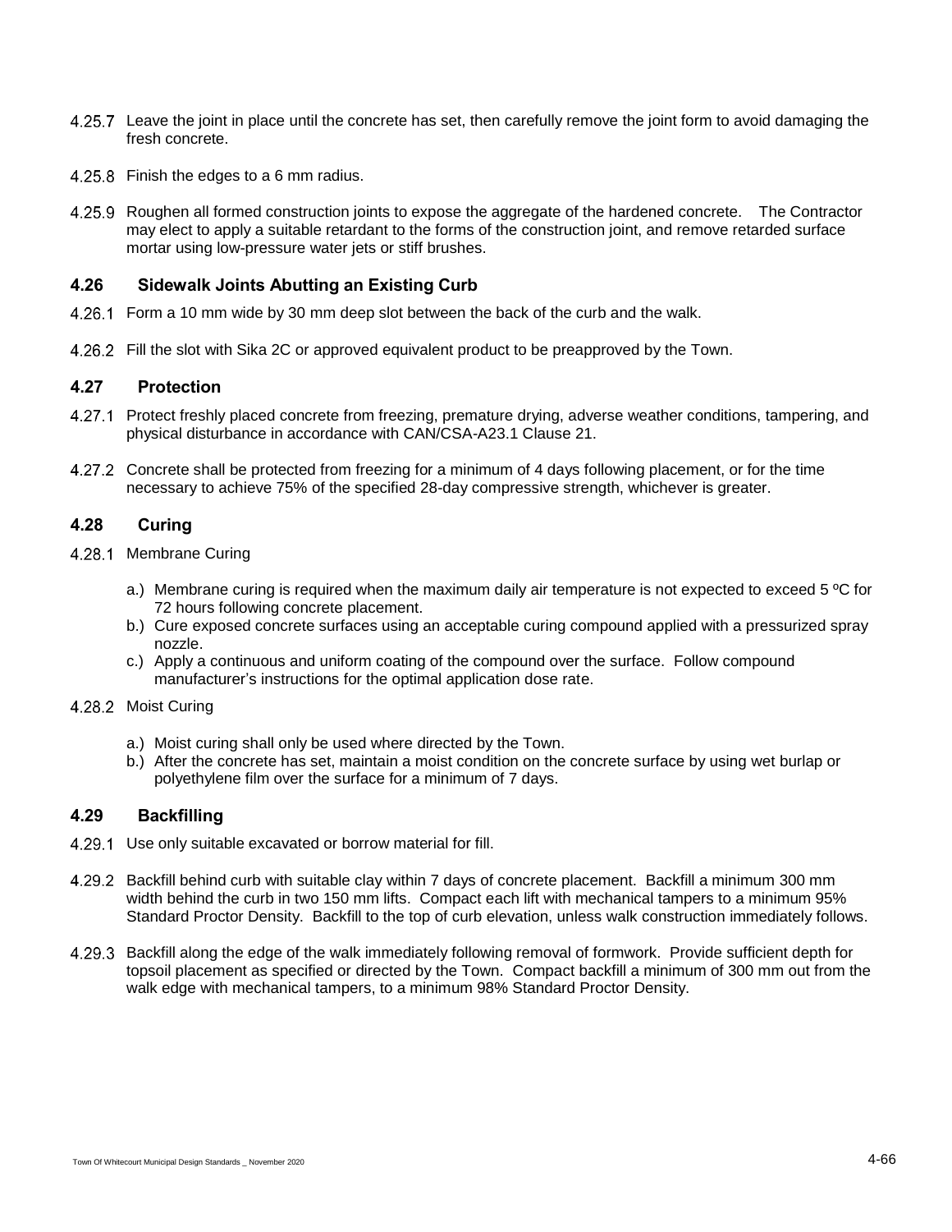4.25.7 Leave the joint in place until the concrete has set, then carefully remove the joint form to avoid damaging the fresh concrete.

4.25.8 Finish the edges to a 6 mm radius.

4.25.9 Roughen all formed construction joints to expose the aggregate of the hardened concrete. The Contractor may elect to apply a suitable retardant to the forms of the construction joint, and remove retarded surface mortar using low-pressure water jets or stiff brushes.

### 4.26 Sidewalk Joints Abutting an Existing Curb

4.26.1 Form a 10 mm wide by 30 mm deep slot between the back of the curb and the walk.

4.26.2 Fill the slot with Sika 2C or approved equivalent product to be preapproved by the Town.

### 4.27 Protection

4.27.1 Protect freshly placed concrete from freezing, premature drying, adverse weather conditions, tampering, and physical disturbance in accordance with CAN/CSA-A23.1 Clause 21.

4.27.2 Concrete shall be protected from freezing for a minimum of 4 days following placement, or for the time necessary to achieve 75% of the specified 28-day compressive strength, whichever is greater.

### 4.28 Curing

4.28.1 Membrane Curing

a.) Membrane curing is required when the maximum daily air temperature is not expected to exceed 5 ºC for 72 hours following concrete placement.
b.) Cure exposed concrete surfaces using an acceptable curing compound applied with a pressurized spray nozzle.
c.) Apply a continuous and uniform coating of the compound over the surface. Follow compound manufacturer's instructions for the optimal application dose rate.

4.28.2 Moist Curing

a.) Moist curing shall only be used where directed by the Town.
b.) After the concrete has set, maintain a moist condition on the concrete surface by using wet burlap or polyethylene film over the surface for a minimum of 7 days.

### 4.29 Backfilling

4.29.1 Use only suitable excavated or borrow material for fill.

4.29.2 Backfill behind curb with suitable clay within 7 days of concrete placement. Backfill a minimum 300 mm width behind the curb in two 150 mm lifts. Compact each lift with mechanical tampers to a minimum 95% Standard Proctor Density. Backfill to the top of curb elevation, unless walk construction immediately follows.

4.29.3 Backfill along the edge of the walk immediately following removal of formwork. Provide sufficient depth for topsoil placement as specified or directed by the Town. Compact backfill a minimum of 300 mm out from the walk edge with mechanical tampers, to a minimum 98% Standard Proctor Density.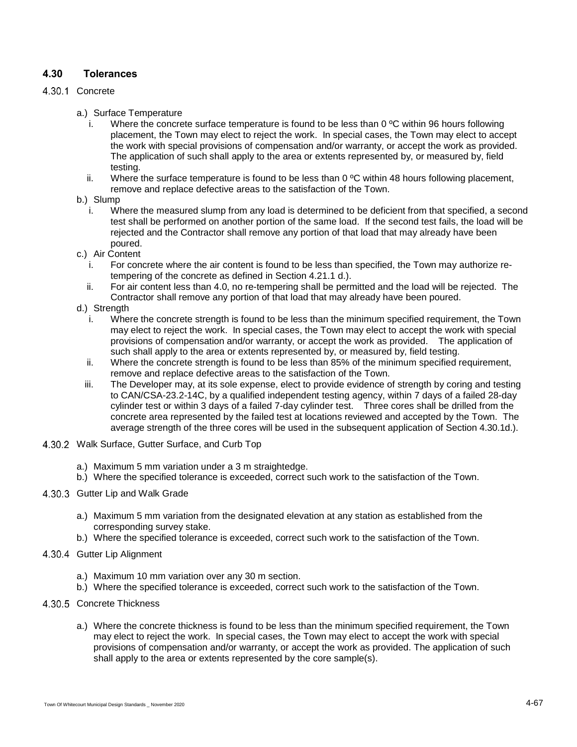## 4.30 Tolerances

### 4.30.1 Concrete

a.) Surface Temperature

i. Where the concrete surface temperature is found to be less than 0 ºC within 96 hours following placement, the Town may elect to reject the work. In special cases, the Town may elect to accept the work with special provisions of compensation and/or warranty, or accept the work as provided. The application of such shall apply to the area or extents represented by, or measured by, field testing.

ii. Where the surface temperature is found to be less than 0 ºC within 48 hours following placement, remove and replace defective areas to the satisfaction of the Town.

b.) Slump

i. Where the measured slump from any load is determined to be deficient from that specified, a second test shall be performed on another portion of the same load. If the second test fails, the load will be rejected and the Contractor shall remove any portion of that load that may already have been poured.

c.) Air Content

i. For concrete where the air content is found to be less than specified, the Town may authorize re-tempering of the concrete as defined in Section 4.21.1 d.).

ii. For air content less than 4.0, no re-tempering shall be permitted and the load will be rejected. The Contractor shall remove any portion of that load that may already have been poured.

d.) Strength

i. Where the concrete strength is found to be less than the minimum specified requirement, the Town may elect to reject the work. In special cases, the Town may elect to accept the work with special provisions of compensation and/or warranty, or accept the work as provided. The application of such shall apply to the area or extents represented by, or measured by, field testing.

ii. Where the concrete strength is found to be less than 85% of the minimum specified requirement, remove and replace defective areas to the satisfaction of the Town.

iii. The Developer may, at its sole expense, elect to provide evidence of strength by coring and testing to CAN/CSA-23.2-14C, by a qualified independent testing agency, within 7 days of a failed 28-day cylinder test or within 3 days of a failed 7-day cylinder test. Three cores shall be drilled from the concrete area represented by the failed test at locations reviewed and accepted by the Town. The average strength of the three cores will be used in the subsequent application of Section 4.30.1d.).

### 4.30.2 Walk Surface, Gutter Surface, and Curb Top

a.) Maximum 5 mm variation under a 3 m straightedge.

b.) Where the specified tolerance is exceeded, correct such work to the satisfaction of the Town.

### 4.30.3 Gutter Lip and Walk Grade

a.) Maximum 5 mm variation from the designated elevation at any station as established from the corresponding survey stake.

b.) Where the specified tolerance is exceeded, correct such work to the satisfaction of the Town.

### 4.30.4 Gutter Lip Alignment

a.) Maximum 10 mm variation over any 30 m section.

b.) Where the specified tolerance is exceeded, correct such work to the satisfaction of the Town.

### 4.30.5 Concrete Thickness

a.) Where the concrete thickness is found to be less than the minimum specified requirement, the Town may elect to reject the work. In special cases, the Town may elect to accept the work with special provisions of compensation and/or warranty, or accept the work as provided. The application of such shall apply to the area or extents represented by the core sample(s).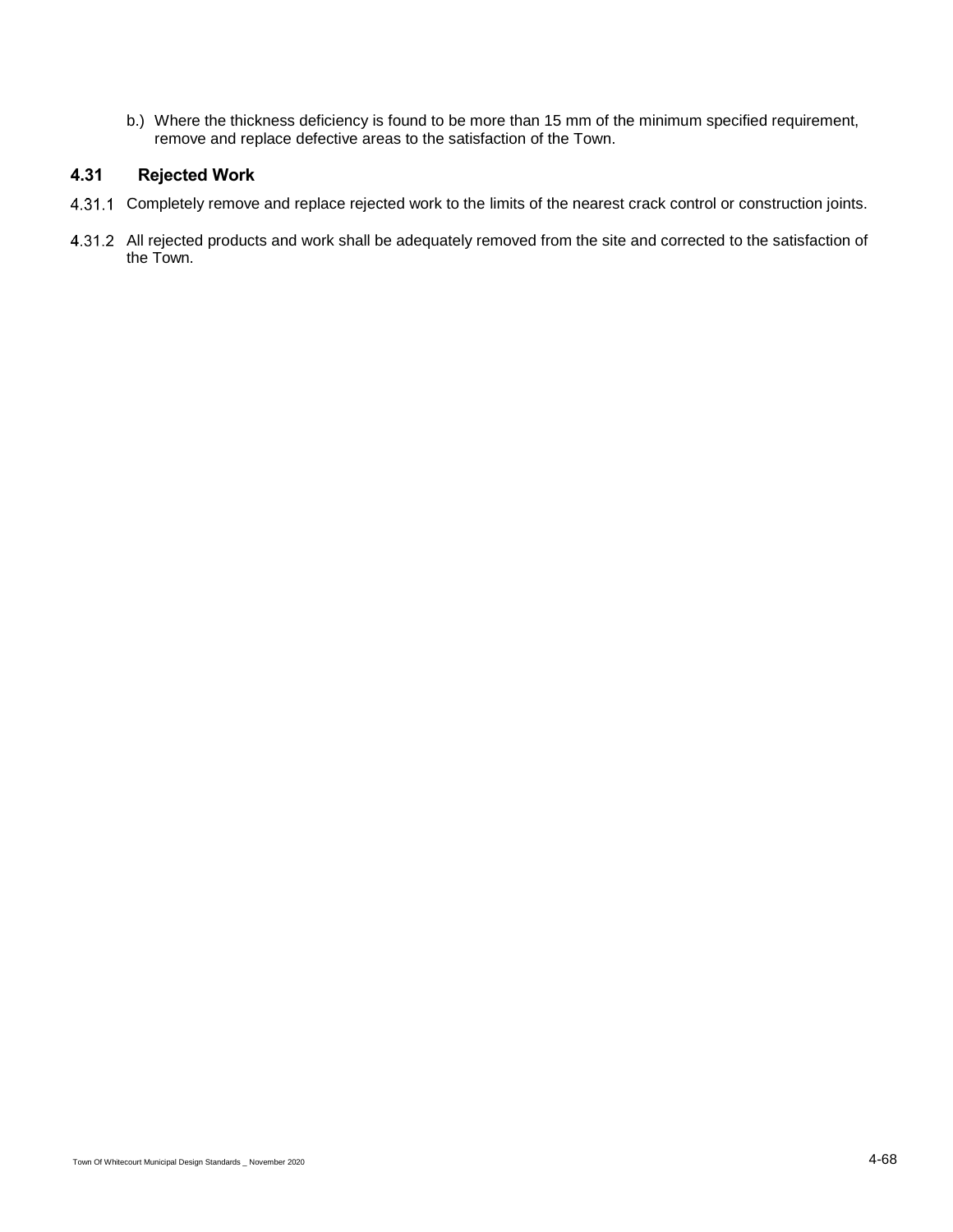b.) Where the thickness deficiency is found to be more than 15 mm of the minimum specified requirement, remove and replace defective areas to the satisfaction of the Town.

## 4.31 Rejected Work

4.31.1 Completely remove and replace rejected work to the limits of the nearest crack control or construction joints.

4.31.2 All rejected products and work shall be adequately removed from the site and corrected to the satisfaction of the Town.